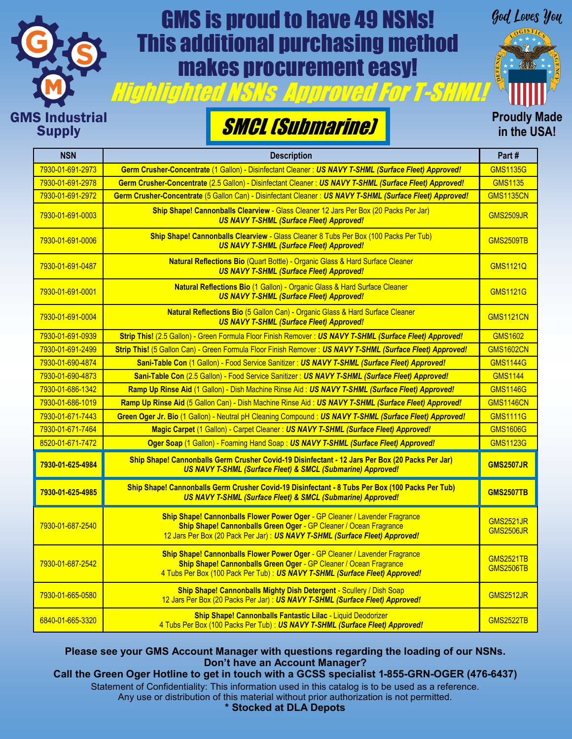GMS Industrial Supply

God Loves You

# GMS is proud to have 49 NSNs! This additional purchasing method makes procurement easy!

## *Highlighted NSNs Approved For T-SHML!*

## *SMCL (Submarine)*

Proudly Made in the USA!

| NSN | Description | Part # |
|---|---|---|
| 7930-01-691-2973 | **Germ Crusher-Concentrate** (1 Gallon) - Disinfectant Cleaner : ***US NAVY T-SHML (Surface Fleet) Approved!*** | GMS1135G |
| 7930-01-691-2978 | **Germ Crusher-Concentrate** (2.5 Gallon) - Disinfectant Cleaner : ***US NAVY T-SHML (Surface Fleet) Approved!*** | GMS1135 |
| 7930-01-691-2972 | **Germ Crusher-Concentrate** (5 Gallon Can) - Disinfectant Cleaner : ***US NAVY T-SHML (Surface Fleet) Approved!*** | GMS1135CN |
| 7930-01-691-0003 | **Ship Shape! Cannonballs Clearview** - Glass Cleaner 12 Jars Per Box (20 Packs Per Jar) ***US NAVY T-SHML (Surface Fleet) Approved!*** | GMS2509JR |
| 7930-01-691-0006 | **Ship Shape! Cannonballs Clearview** - Glass Cleaner 8 Tubs Per Box (100 Packs Per Tub) ***US NAVY T-SHML (Surface Fleet) Approved!*** | GMS2509TB |
| 7930-01-691-0487 | **Natural Reflections Bio** (Quart Bottle) - Organic Glass & Hard Surface Cleaner ***US NAVY T-SHML (Surface Fleet) Approved!*** | GMS1121Q |
| 7930-01-691-0001 | **Natural Reflections Bio** (1 Gallon) - Organic Glass & Hard Surface Cleaner ***US NAVY T-SHML (Surface Fleet) Approved!*** | GMS1121G |
| 7930-01-691-0004 | **Natural Reflections Bio** (5 Gallon Can) - Organic Glass & Hard Surface Cleaner ***US NAVY T-SHML (Surface Fleet) Approved!*** | GMS1121CN |
| 7930-01-691-0939 | **Strip This!** (2.5 Gallon) - Green Formula Floor Finish Remover : ***US NAVY T-SHML (Surface Fleet) Approved!*** | GMS1602 |
| 7930-01-691-2499 | **Strip This!** (5 Gallon Can) - Green Formula Floor Finish Remover : ***US NAVY T-SHML (Surface Fleet) Approved!*** | GMS1602CN |
| 7930-01-690-4874 | **Sani-Table Con** (1 Gallon) - Food Service Sanitizer : ***US NAVY T-SHML (Surface Fleet) Approved!*** | GMS1144G |
| 7930-01-690-4873 | **Sani-Table Con** (2.5 Gallon) - Food Service Sanitizer : ***US NAVY T-SHML (Surface Fleet) Approved!*** | GMS1144 |
| 7930-01-686-1342 | **Ramp Up Rinse Aid** (1 Gallon) - Dish Machine Rinse Aid : ***US NAVY T-SHML (Surface Fleet) Approved!*** | GMS1146G |
| 7930-01-686-1019 | **Ramp Up Rinse Aid** (5 Gallon Can) - Dish Machine Rinse Aid : ***US NAVY T-SHML (Surface Fleet) Approved!*** | GMS1146CN |
| 7930-01-671-7443 | **Green Oger Jr. Bio** (1 Gallon) - Neutral pH Cleaning Compound : ***US NAVY T-SHML (Surface Fleet) Approved!*** | GMS1111G |
| 7930-01-671-7464 | **Magic Carpet** (1 Gallon) - Carpet Cleaner : ***US NAVY T-SHML (Surface Fleet) Approved!*** | GMS1606G |
| 8520-01-671-7472 | **Oger Soap** (1 Gallon) - Foaming Hand Soap : ***US NAVY T-SHML (Surface Fleet) Approved!*** | GMS1123G |
| **7930-01-625-4984** | **Ship Shape! Cannonballs Germ Crusher Covid-19 Disinfectant - 12 Jars Per Box (20 Packs Per Jar)** ***US NAVY T-SHML (Surface Fleet) & SMCL (Submarine) Approved!*** | **GMS2507JR** |
| **7930-01-625-4985** | **Ship Shape! Cannonballs Germ Crusher Covid-19 Disinfectant - 8 Tubs Per Box (100 Packs Per Tub)** ***US NAVY T-SHML (Surface Fleet) & SMCL (Submarine) Approved!*** | **GMS2507TB** |
| 7930-01-687-2540 | **Ship Shape! Cannonballs Flower Power Oger** - GP Cleaner / Lavender Fragrance **Ship Shape! Cannonballs Green Oger** - GP Cleaner / Ocean Fragrance 12 Jars Per Box (20 Pack Per Jar) : ***US NAVY T-SHML (Surface Fleet) Approved!*** | GMS2521JR GMS2506JR |
| 7930-01-687-2542 | **Ship Shape! Cannonballs Flower Power Oger** - GP Cleaner / Lavender Fragrance **Ship Shape! Cannonballs Green Oger** - GP Cleaner / Ocean Fragrance 4 Tubs Per Box (100 Pack Per Tub) : ***US NAVY T-SHML (Surface Fleet) Approved!*** | GMS2521TB GMS2506TB |
| 7930-01-665-0580 | **Ship Shape! Cannonballs Mighty Dish Detergent** - Scullery / Dish Soap 12 Jars Per Box (20 Packs Per Jar) : ***US NAVY T-SHML (Surface Fleet) Approved!*** | GMS2512JR |
| 6840-01-665-3320 | **Ship Shape! Cannonballs Fantastic Lilac** - Liquid Deodorizer 4 Tubs Per Box (100 Packs Per Tub) : ***US NAVY T-SHML (Surface Fleet) Approved!*** | GMS2522TB |

**Please see your GMS Account Manager with questions regarding the loading of our NSNs.**
**Don't have an Account Manager?**
**Call the Green Oger Hotline to get in touch with a GCSS specialist 1-855-GRN-OGER (476-6437)**

Statement of Confidentiality: This information used in this catalog is to be used as a reference. Any use or distribution of this material without prior authorization is not permitted.

**\* Stocked at DLA Depots**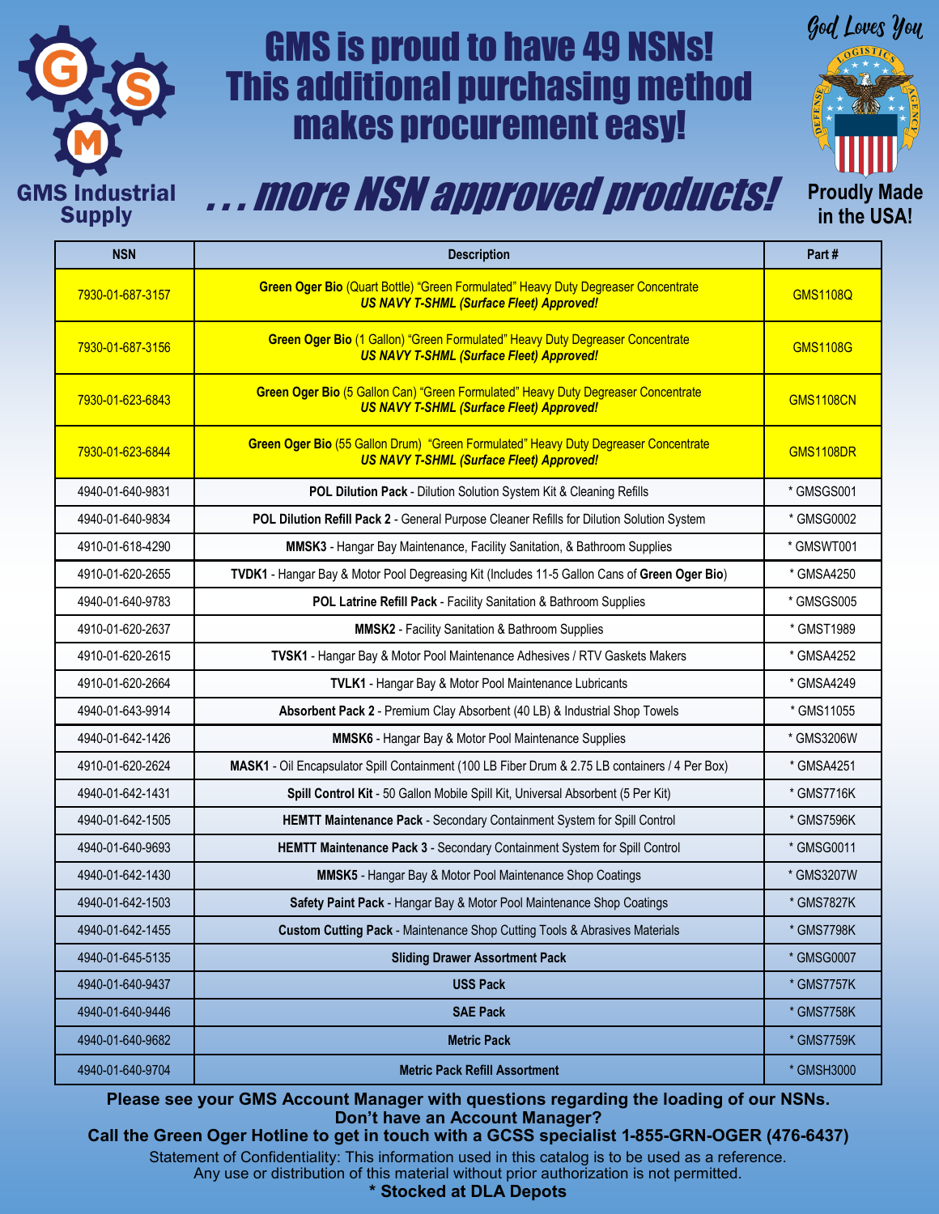GMS Industrial Supply

# GMS is proud to have 49 NSNs! This additional purchasing method makes procurement easy!

God Loves You

## . . . more NSN approved products!

Proudly Made in the USA!

| NSN | Description | Part # |
|---|---|---|
| 7930-01-687-3157 | **Green Oger Bio** (Quart Bottle) "Green Formulated" Heavy Duty Degreaser Concentrate ***US NAVY T-SHML (Surface Fleet) Approved!*** | GMS1108Q |
| 7930-01-687-3156 | **Green Oger Bio** (1 Gallon) "Green Formulated" Heavy Duty Degreaser Concentrate ***US NAVY T-SHML (Surface Fleet) Approved!*** | GMS1108G |
| 7930-01-623-6843 | **Green Oger Bio** (5 Gallon Can) "Green Formulated" Heavy Duty Degreaser Concentrate ***US NAVY T-SHML (Surface Fleet) Approved!*** | GMS1108CN |
| 7930-01-623-6844 | **Green Oger Bio** (55 Gallon Drum) "Green Formulated" Heavy Duty Degreaser Concentrate ***US NAVY T-SHML (Surface Fleet) Approved!*** | GMS1108DR |
| 4940-01-640-9831 | **POL Dilution Pack** - Dilution Solution System Kit & Cleaning Refills | * GMSGS001 |
| 4940-01-640-9834 | **POL Dilution Refill Pack 2** - General Purpose Cleaner Refills for Dilution Solution System | * GMSG0002 |
| 4910-01-618-4290 | **MMSK3** - Hangar Bay Maintenance, Facility Sanitation, & Bathroom Supplies | * GMSWT001 |
| 4910-01-620-2655 | **TVDK1** - Hangar Bay & Motor Pool Degreasing Kit (Includes 11-5 Gallon Cans of **Green Oger Bio**) | * GMSA4250 |
| 4940-01-640-9783 | **POL Latrine Refill Pack** - Facility Sanitation & Bathroom Supplies | * GMSGS005 |
| 4910-01-620-2637 | **MMSK2** - Facility Sanitation & Bathroom Supplies | * GMST1989 |
| 4910-01-620-2615 | **TVSK1** - Hangar Bay & Motor Pool Maintenance Adhesives / RTV Gaskets Makers | * GMSA4252 |
| 4910-01-620-2664 | **TVLK1** - Hangar Bay & Motor Pool Maintenance Lubricants | * GMSA4249 |
| 4940-01-643-9914 | **Absorbent Pack 2** - Premium Clay Absorbent (40 LB) & Industrial Shop Towels | * GMS11055 |
| 4940-01-642-1426 | **MMSK6** - Hangar Bay & Motor Pool Maintenance Supplies | * GMS3206W |
| 4910-01-620-2624 | **MASK1** - Oil Encapsulator Spill Containment (100 LB Fiber Drum & 2.75 LB containers / 4 Per Box) | * GMSA4251 |
| 4940-01-642-1431 | **Spill Control Kit** - 50 Gallon Mobile Spill Kit, Universal Absorbent (5 Per Kit) | * GMS7716K |
| 4940-01-642-1505 | **HEMTT Maintenance Pack** - Secondary Containment System for Spill Control | * GMS7596K |
| 4940-01-640-9693 | **HEMTT Maintenance Pack 3** - Secondary Containment System for Spill Control | * GMSG0011 |
| 4940-01-642-1430 | **MMSK5** - Hangar Bay & Motor Pool Maintenance Shop Coatings | * GMS3207W |
| 4940-01-642-1503 | **Safety Paint Pack** - Hangar Bay & Motor Pool Maintenance Shop Coatings | * GMS7827K |
| 4940-01-642-1455 | **Custom Cutting Pack** - Maintenance Shop Cutting Tools & Abrasives Materials | * GMS7798K |
| 4940-01-645-5135 | **Sliding Drawer Assortment Pack** | * GMSG0007 |
| 4940-01-640-9437 | **USS Pack** | * GMS7757K |
| 4940-01-640-9446 | **SAE Pack** | * GMS7758K |
| 4940-01-640-9682 | **Metric Pack** | * GMS7759K |
| 4940-01-640-9704 | **Metric Pack Refill Assortment** | * GMSH3000 |

**Please see your GMS Account Manager with questions regarding the loading of our NSNs.**
**Don't have an Account Manager?**
**Call the Green Oger Hotline to get in touch with a GCSS specialist 1-855-GRN-OGER (476-6437)**

Statement of Confidentiality: This information used in this catalog is to be used as a reference.
Any use or distribution of this material without prior authorization is not permitted.

**\* Stocked at DLA Depots**